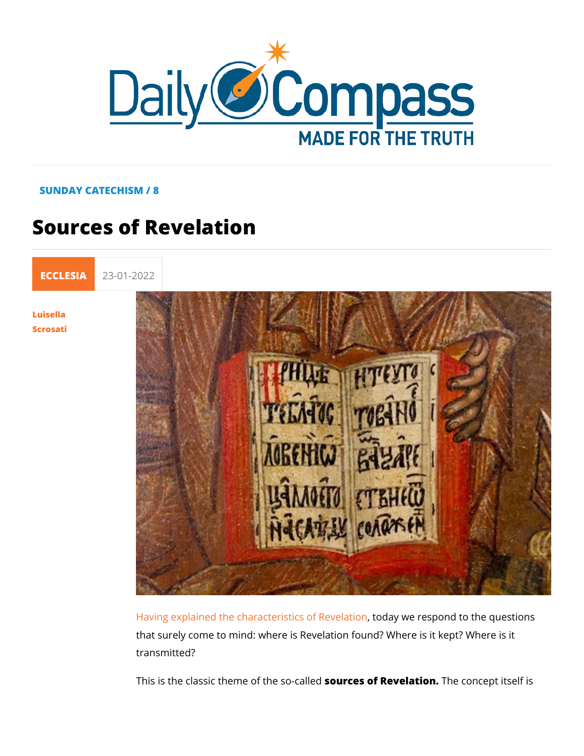SUNDAY CATECHISM / 8

# Sources of Revelation

ECCLESIA 23-01-2022

Luisella Scrosati

Having explained the characteristics of Revelation, today we respond to the questions that surely come to mind: where is Revelation found? Where is it kept? Where is it transmitted?

This is the classic theme of the so-called **sources of Revelation.** The concept itself is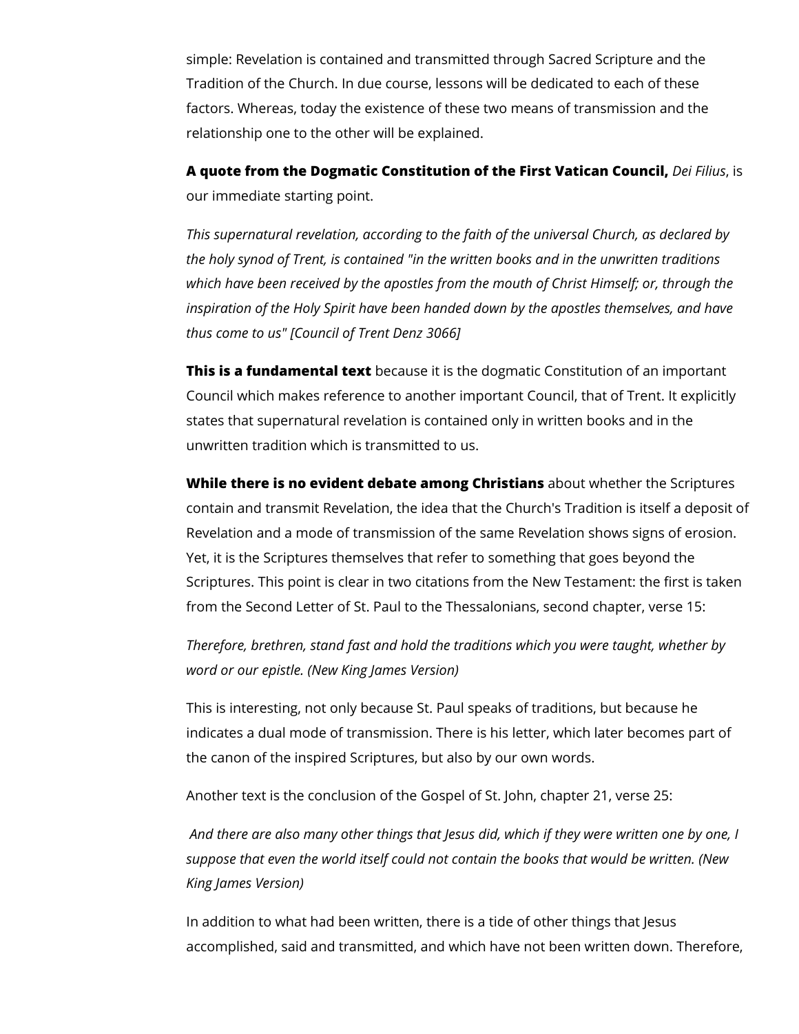simple: Revelation is contained and transmitted through Sacred Scripture and the Tradition of the Church. In due course, lessons will be dedicated to each of these factors. Whereas, today the existence of these two means of transmission and the relationship one to the other will be explained.

**A quote from the Dogmatic Constitution of the First Vatican Council,** *Dei Filius*, is our immediate starting point.

*This supernatural revelation, according to the faith of the universal Church, as declared by the holy synod of Trent, is contained "in the written books and in the unwritten traditions which have been received by the apostles from the mouth of Christ Himself; or, through the inspiration of the Holy Spirit have been handed down by the apostles themselves, and have thus come to us" [Council of Trent Denz 3066]*

**This is a fundamental text** because it is the dogmatic Constitution of an important Council which makes reference to another important Council, that of Trent. It explicitly states that supernatural revelation is contained only in written books and in the unwritten tradition which is transmitted to us.

**While there is no evident debate among Christians** about whether the Scriptures contain and transmit Revelation, the idea that the Church's Tradition is itself a deposit of Revelation and a mode of transmission of the same Revelation shows signs of erosion. Yet, it is the Scriptures themselves that refer to something that goes beyond the Scriptures. This point is clear in two citations from the New Testament: the first is taken from the Second Letter of St. Paul to the Thessalonians, second chapter, verse 15:

*Therefore, brethren, stand fast and hold the traditions which you were taught, whether by word or our epistle. (New King James Version)*

This is interesting, not only because St. Paul speaks of traditions, but because he indicates a dual mode of transmission. There is his letter, which later becomes part of the canon of the inspired Scriptures, but also by our own words.

Another text is the conclusion of the Gospel of St. John, chapter 21, verse 25:

*And there are also many other things that Jesus did, which if they were written one by one, I suppose that even the world itself could not contain the books that would be written. (New King James Version)*

In addition to what had been written, there is a tide of other things that Jesus accomplished, said and transmitted, and which have not been written down. Therefore,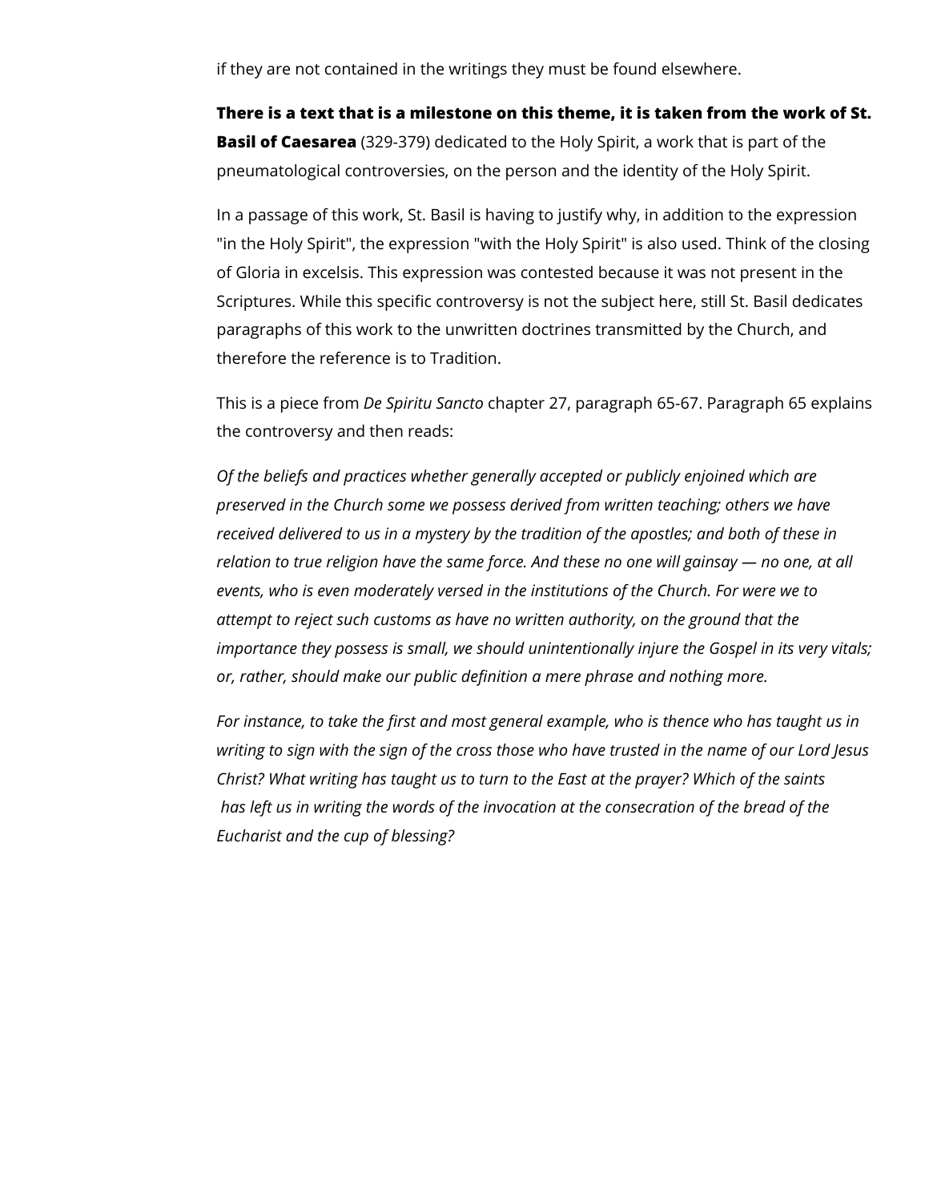if they are not contained in the writings they must be found elsewhere.

**There is a text that is a milestone on this theme, it is taken from the work of St. Basil of Caesarea** (329-379) dedicated to the Holy Spirit, a work that is part of the pneumatological controversies, on the person and the identity of the Holy Spirit.

In a passage of this work, St. Basil is having to justify why, in addition to the expression "in the Holy Spirit", the expression "with the Holy Spirit" is also used. Think of the closing of Gloria in excelsis. This expression was contested because it was not present in the Scriptures. While this specific controversy is not the subject here, still St. Basil dedicates paragraphs of this work to the unwritten doctrines transmitted by the Church, and therefore the reference is to Tradition.

This is a piece from *De Spiritu Sancto* chapter 27, paragraph 65-67. Paragraph 65 explains the controversy and then reads:

*Of the beliefs and practices whether generally accepted or publicly enjoined which are preserved in the Church some we possess derived from written teaching; others we have received delivered to us in a mystery by the tradition of the apostles; and both of these in relation to true religion have the same force. And these no one will gainsay — no one, at all events, who is even moderately versed in the institutions of the Church. For were we to attempt to reject such customs as have no written authority, on the ground that the importance they possess is small, we should unintentionally injure the Gospel in its very vitals; or, rather, should make our public definition a mere phrase and nothing more.*

*For instance, to take the first and most general example, who is thence who has taught us in writing to sign with the sign of the cross those who have trusted in the name of our Lord Jesus Christ? What writing has taught us to turn to the East at the prayer? Which of the saints has left us in writing the words of the invocation at the consecration of the bread of the Eucharist and the cup of blessing?*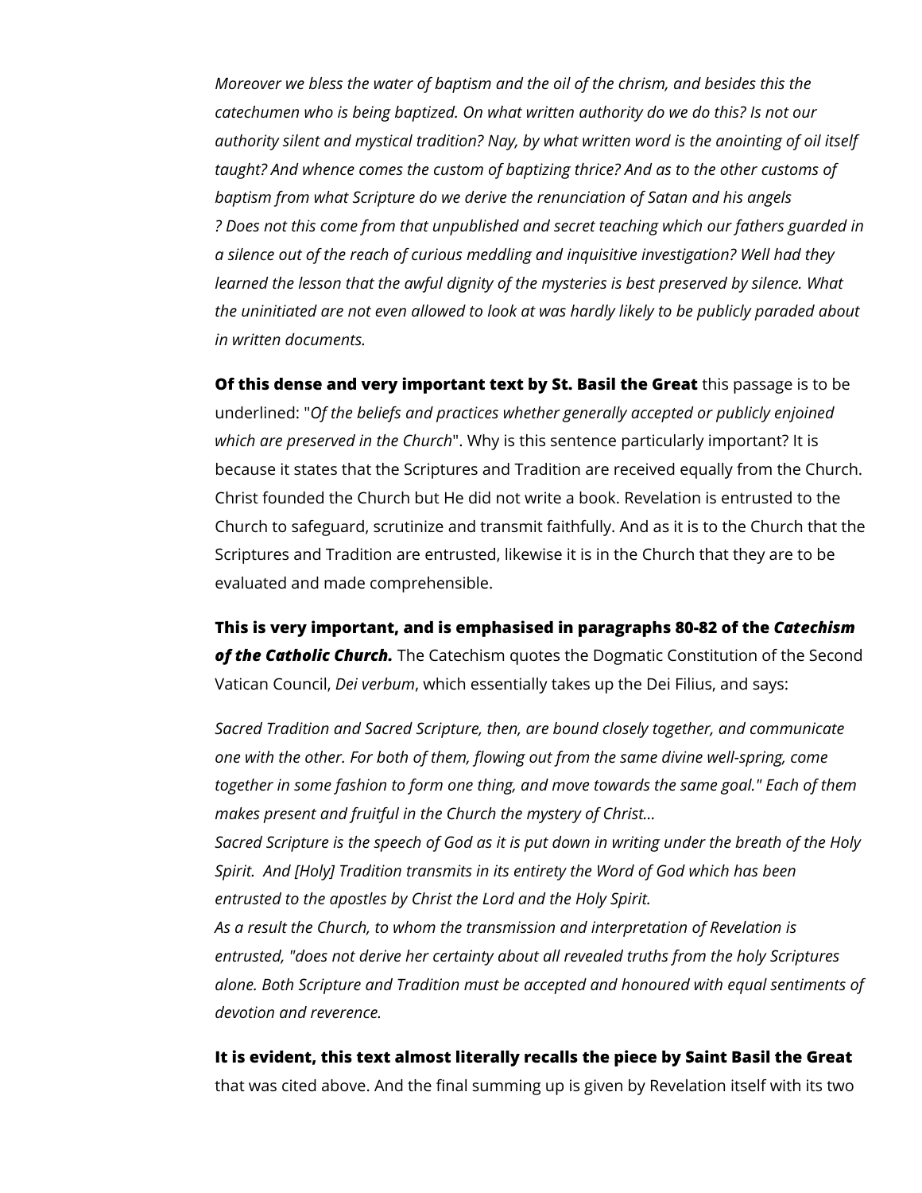*Moreover we bless the water of baptism and the oil of the chrism, and besides this the catechumen who is being baptized. On what written authority do we do this? Is not our authority silent and mystical tradition? Nay, by what written word is the anointing of oil itself taught? And whence comes the custom of baptizing thrice? And as to the other customs of baptism from what Scripture do we derive the renunciation of Satan and his angels ? Does not this come from that unpublished and secret teaching which our fathers guarded in a silence out of the reach of curious meddling and inquisitive investigation? Well had they learned the lesson that the awful dignity of the mysteries is best preserved by silence. What the uninitiated are not even allowed to look at was hardly likely to be publicly paraded about in written documents.*

**Of this dense and very important text by St. Basil the Great** this passage is to be underlined: "*Of the beliefs and practices whether generally accepted or publicly enjoined which are preserved in the Church*". Why is this sentence particularly important? It is because it states that the Scriptures and Tradition are received equally from the Church. Christ founded the Church but He did not write a book. Revelation is entrusted to the Church to safeguard, scrutinize and transmit faithfully. And as it is to the Church that the Scriptures and Tradition are entrusted, likewise it is in the Church that they are to be evaluated and made comprehensible.

**This is very important, and is emphasised in paragraphs 80-82 of the *Catechism of the Catholic Church.*** The Catechism quotes the Dogmatic Constitution of the Second Vatican Council, *Dei verbum*, which essentially takes up the Dei Filius, and says:

*Sacred Tradition and Sacred Scripture, then, are bound closely together, and communicate one with the other. For both of them, flowing out from the same divine well-spring, come together in some fashion to form one thing, and move towards the same goal." Each of them makes present and fruitful in the Church the mystery of Christ...*
*Sacred Scripture is the speech of God as it is put down in writing under the breath of the Holy Spirit. And [Holy] Tradition transmits in its entirety the Word of God which has been entrusted to the apostles by Christ the Lord and the Holy Spirit.*
*As a result the Church, to whom the transmission and interpretation of Revelation is entrusted, "does not derive her certainty about all revealed truths from the holy Scriptures alone. Both Scripture and Tradition must be accepted and honoured with equal sentiments of devotion and reverence.*

**It is evident, this text almost literally recalls the piece by Saint Basil the Great** that was cited above. And the final summing up is given by Revelation itself with its two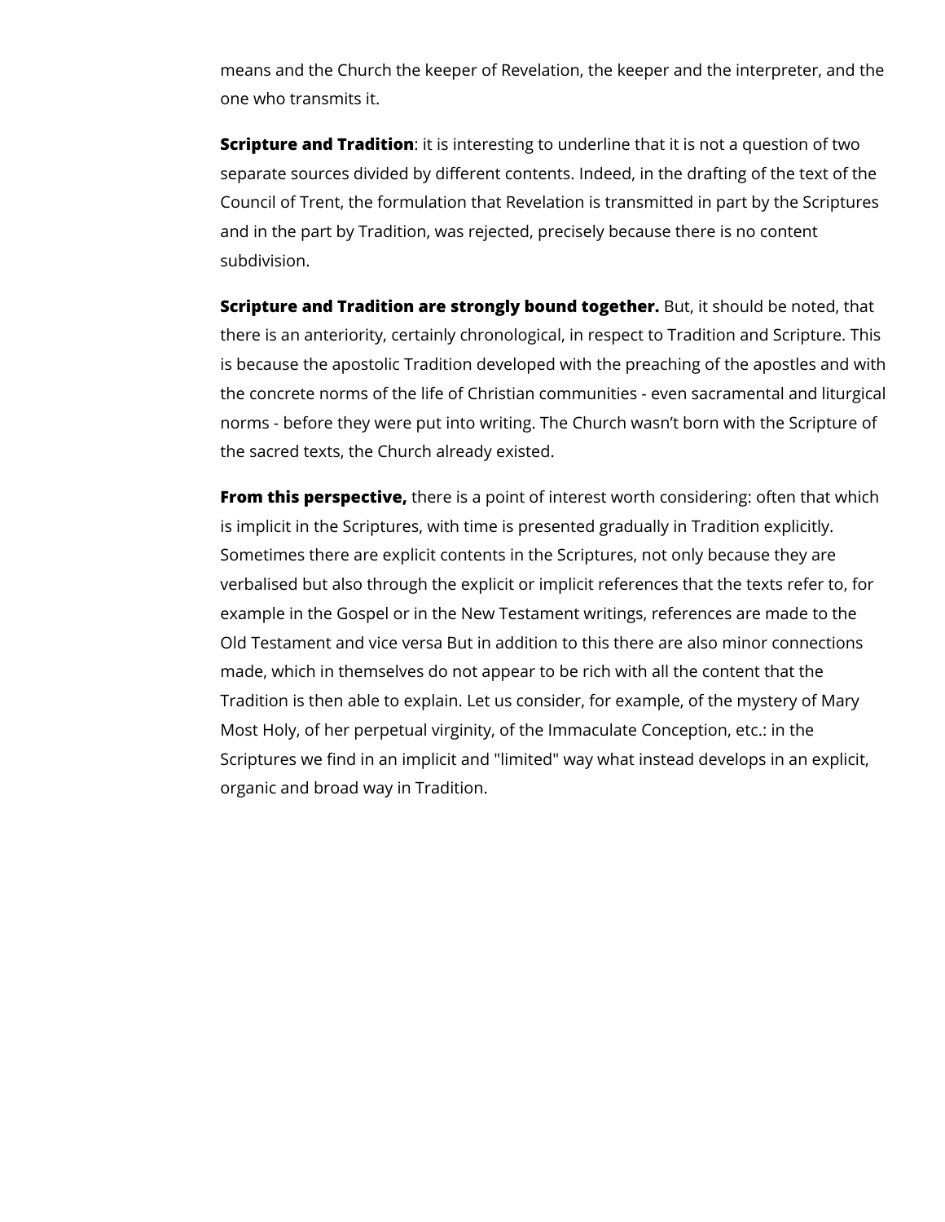means and the Church the keeper of Revelation, the keeper and the interpreter, and the one who transmits it.

**Scripture and Tradition**: it is interesting to underline that it is not a question of two separate sources divided by different contents. Indeed, in the drafting of the text of the Council of Trent, the formulation that Revelation is transmitted in part by the Scriptures and in the part by Tradition, was rejected, precisely because there is no content subdivision.

**Scripture and Tradition are strongly bound together.** But, it should be noted, that there is an anteriority, certainly chronological, in respect to Tradition and Scripture. This is because the apostolic Tradition developed with the preaching of the apostles and with the concrete norms of the life of Christian communities - even sacramental and liturgical norms - before they were put into writing. The Church wasn't born with the Scripture of the sacred texts, the Church already existed.

**From this perspective,** there is a point of interest worth considering: often that which is implicit in the Scriptures, with time is presented gradually in Tradition explicitly. Sometimes there are explicit contents in the Scriptures, not only because they are verbalised but also through the explicit or implicit references that the texts refer to, for example in the Gospel or in the New Testament writings, references are made to the Old Testament and vice versa But in addition to this there are also minor connections made, which in themselves do not appear to be rich with all the content that the Tradition is then able to explain. Let us consider, for example, of the mystery of Mary Most Holy, of her perpetual virginity, of the Immaculate Conception, etc.: in the Scriptures we find in an implicit and "limited" way what instead develops in an explicit, organic and broad way in Tradition.